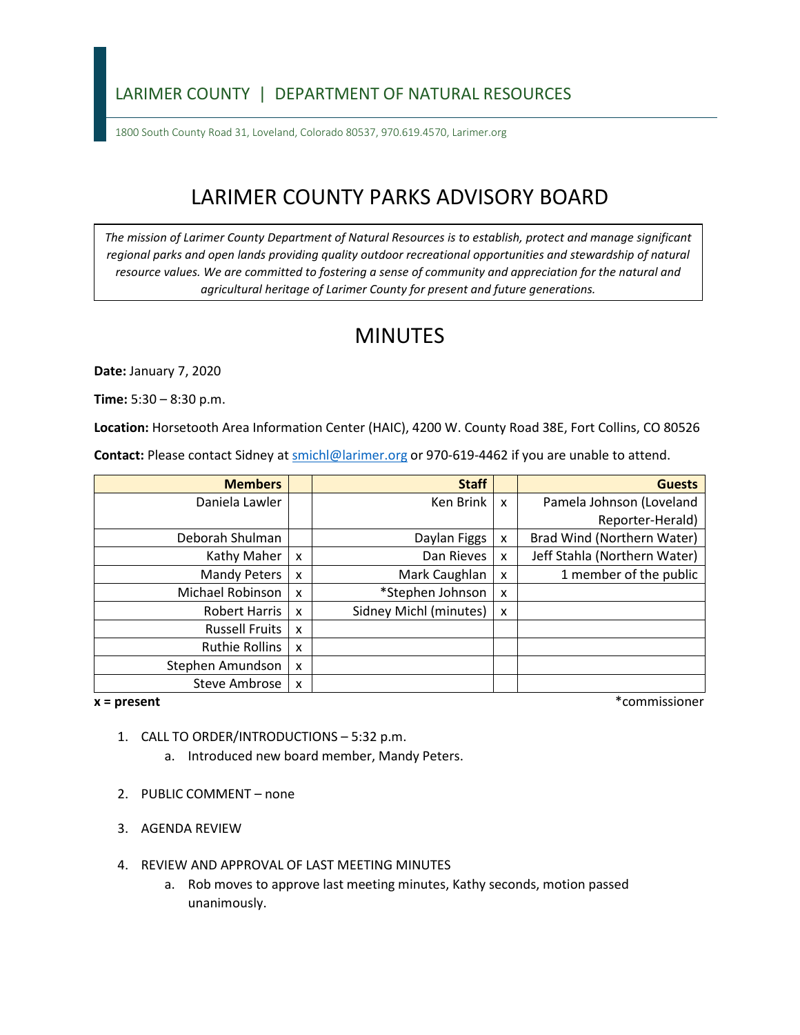LARIMER COUNTY | DEPARTMENT OF NATURAL RESOURCES

1800 South County Road 31, Loveland, Colorado 80537, 970.619.4570, Larimer.org

# LARIMER COUNTY PARKS ADVISORY BOARD

*The mission of Larimer County Department of Natural Resources is to establish, protect and manage significant regional parks and open lands providing quality outdoor recreational opportunities and stewardship of natural resource values. We are committed to fostering a sense of community and appreciation for the natural and agricultural heritage of Larimer County for present and future generations.*

# MINUTES

**Date:** January 7, 2020

**Time:** 5:30 – 8:30 p.m.

**Location:** Horsetooth Area Information Center (HAIC), 4200 W. County Road 38E, Fort Collins, CO 80526

**Contact:** Please contact Sidney at smichl@larimer.org or 970-619-4462 if you are unable to attend.

| Members | | Staff | | Guests |
|---|---|---|---|---|
| Daniela Lawler | | Ken Brink | x | Pamela Johnson (Loveland Reporter-Herald) |
| Deborah Shulman | | Daylan Figgs | x | Brad Wind (Northern Water) |
| Kathy Maher | x | Dan Rieves | x | Jeff Stahla (Northern Water) |
| Mandy Peters | x | Mark Caughlan | x | 1 member of the public |
| Michael Robinson | x | *Stephen Johnson | x | |
| Robert Harris | x | Sidney Michl (minutes) | x | |
| Russell Fruits | x | | | |
| Ruthie Rollins | x | | | |
| Stephen Amundson | x | | | |
| Steve Ambrose | x | | | |

**x = present** *commissioner

1. CALL TO ORDER/INTRODUCTIONS – 5:32 p.m.
   a. Introduced new board member, Mandy Peters.

2. PUBLIC COMMENT – none

3. AGENDA REVIEW

4. REVIEW AND APPROVAL OF LAST MEETING MINUTES
   a. Rob moves to approve last meeting minutes, Kathy seconds, motion passed unanimously.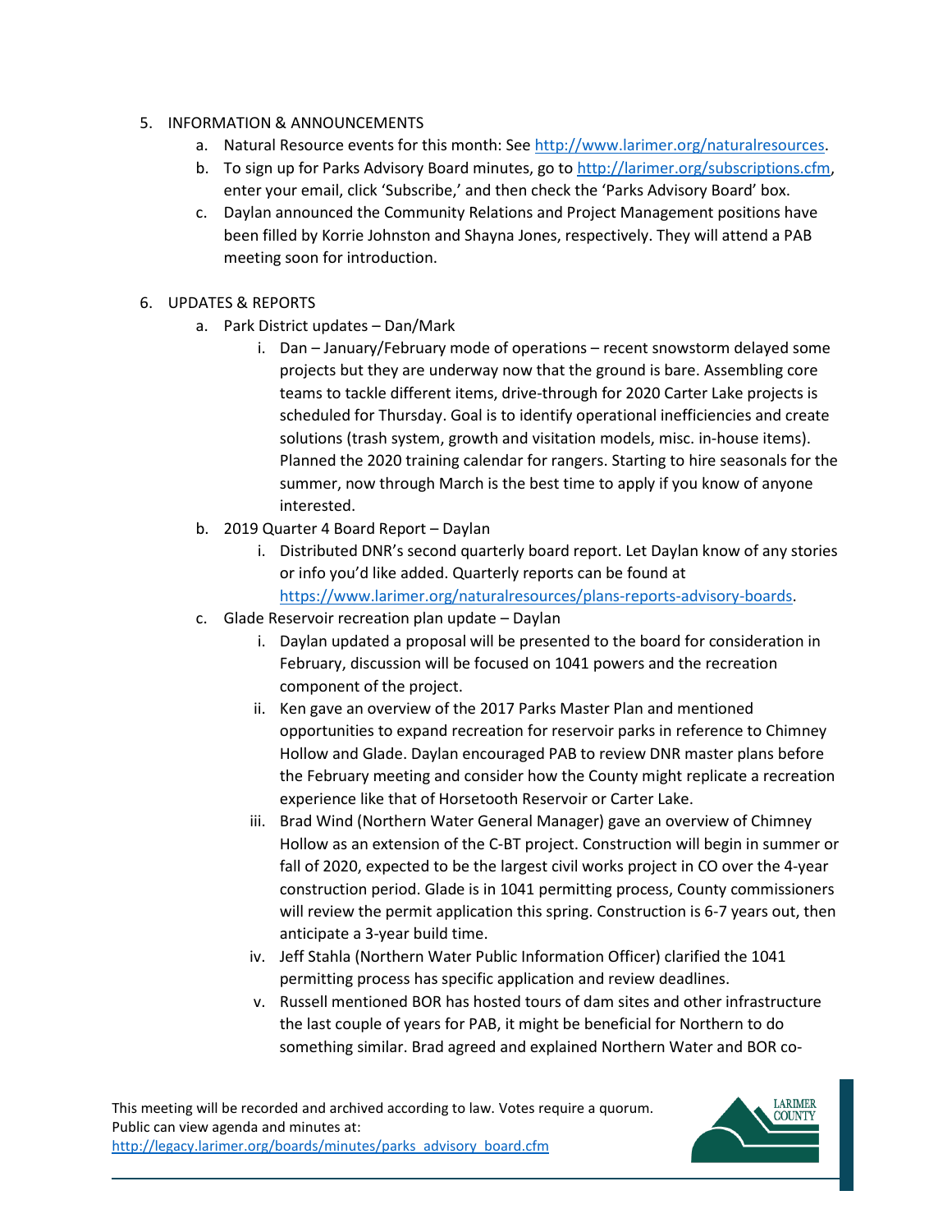5. INFORMATION & ANNOUNCEMENTS
    a. Natural Resource events for this month: See http://www.larimer.org/naturalresources.
    b. To sign up for Parks Advisory Board minutes, go to http://larimer.org/subscriptions.cfm, enter your email, click 'Subscribe,' and then check the 'Parks Advisory Board' box.
    c. Daylan announced the Community Relations and Project Management positions have been filled by Korrie Johnston and Shayna Jones, respectively. They will attend a PAB meeting soon for introduction.

6. UPDATES & REPORTS
    a. Park District updates – Dan/Mark
        i. Dan – January/February mode of operations – recent snowstorm delayed some projects but they are underway now that the ground is bare. Assembling core teams to tackle different items, drive-through for 2020 Carter Lake projects is scheduled for Thursday. Goal is to identify operational inefficiencies and create solutions (trash system, growth and visitation models, misc. in-house items). Planned the 2020 training calendar for rangers. Starting to hire seasonals for the summer, now through March is the best time to apply if you know of anyone interested.
    b. 2019 Quarter 4 Board Report – Daylan
        i. Distributed DNR's second quarterly board report. Let Daylan know of any stories or info you'd like added. Quarterly reports can be found at https://www.larimer.org/naturalresources/plans-reports-advisory-boards.
    c. Glade Reservoir recreation plan update – Daylan
        i. Daylan updated a proposal will be presented to the board for consideration in February, discussion will be focused on 1041 powers and the recreation component of the project.
        ii. Ken gave an overview of the 2017 Parks Master Plan and mentioned opportunities to expand recreation for reservoir parks in reference to Chimney Hollow and Glade. Daylan encouraged PAB to review DNR master plans before the February meeting and consider how the County might replicate a recreation experience like that of Horsetooth Reservoir or Carter Lake.
        iii. Brad Wind (Northern Water General Manager) gave an overview of Chimney Hollow as an extension of the C-BT project. Construction will begin in summer or fall of 2020, expected to be the largest civil works project in CO over the 4-year construction period. Glade is in 1041 permitting process, County commissioners will review the permit application this spring. Construction is 6-7 years out, then anticipate a 3-year build time.
        iv. Jeff Stahla (Northern Water Public Information Officer) clarified the 1041 permitting process has specific application and review deadlines.
        v. Russell mentioned BOR has hosted tours of dam sites and other infrastructure the last couple of years for PAB, it might be beneficial for Northern to do something similar. Brad agreed and explained Northern Water and BOR co-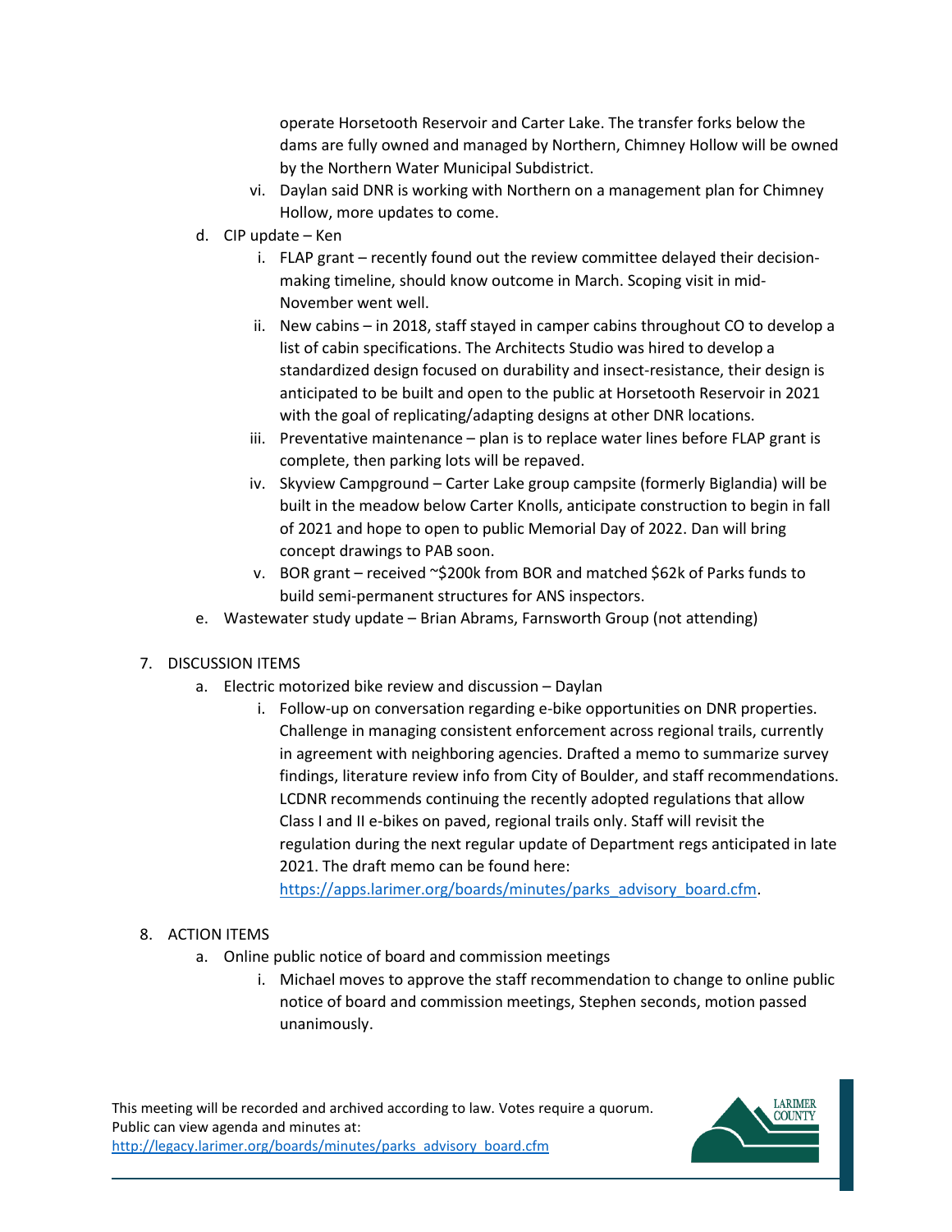operate Horsetooth Reservoir and Carter Lake. The transfer forks below the dams are fully owned and managed by Northern, Chimney Hollow will be owned by the Northern Water Municipal Subdistrict.

- vi. Daylan said DNR is working with Northern on a management plan for Chimney Hollow, more updates to come.

d. CIP update – Ken

- i. FLAP grant – recently found out the review committee delayed their decision-making timeline, should know outcome in March. Scoping visit in mid-November went well.
- ii. New cabins – in 2018, staff stayed in camper cabins throughout CO to develop a list of cabin specifications. The Architects Studio was hired to develop a standardized design focused on durability and insect-resistance, their design is anticipated to be built and open to the public at Horsetooth Reservoir in 2021 with the goal of replicating/adapting designs at other DNR locations.
- iii. Preventative maintenance – plan is to replace water lines before FLAP grant is complete, then parking lots will be repaved.
- iv. Skyview Campground – Carter Lake group campsite (formerly Biglandia) will be built in the meadow below Carter Knolls, anticipate construction to begin in fall of 2021 and hope to open to public Memorial Day of 2022. Dan will bring concept drawings to PAB soon.
- v. BOR grant – received ~$200k from BOR and matched $62k of Parks funds to build semi-permanent structures for ANS inspectors.

e. Wastewater study update – Brian Abrams, Farnsworth Group (not attending)

7. DISCUSSION ITEMS

a. Electric motorized bike review and discussion – Daylan

- i. Follow-up on conversation regarding e-bike opportunities on DNR properties. Challenge in managing consistent enforcement across regional trails, currently in agreement with neighboring agencies. Drafted a memo to summarize survey findings, literature review info from City of Boulder, and staff recommendations. LCDNR recommends continuing the recently adopted regulations that allow Class I and II e-bikes on paved, regional trails only. Staff will revisit the regulation during the next regular update of Department regs anticipated in late 2021. The draft memo can be found here: https://apps.larimer.org/boards/minutes/parks_advisory_board.cfm.

8. ACTION ITEMS

a. Online public notice of board and commission meetings

- i. Michael moves to approve the staff recommendation to change to online public notice of board and commission meetings, Stephen seconds, motion passed unanimously.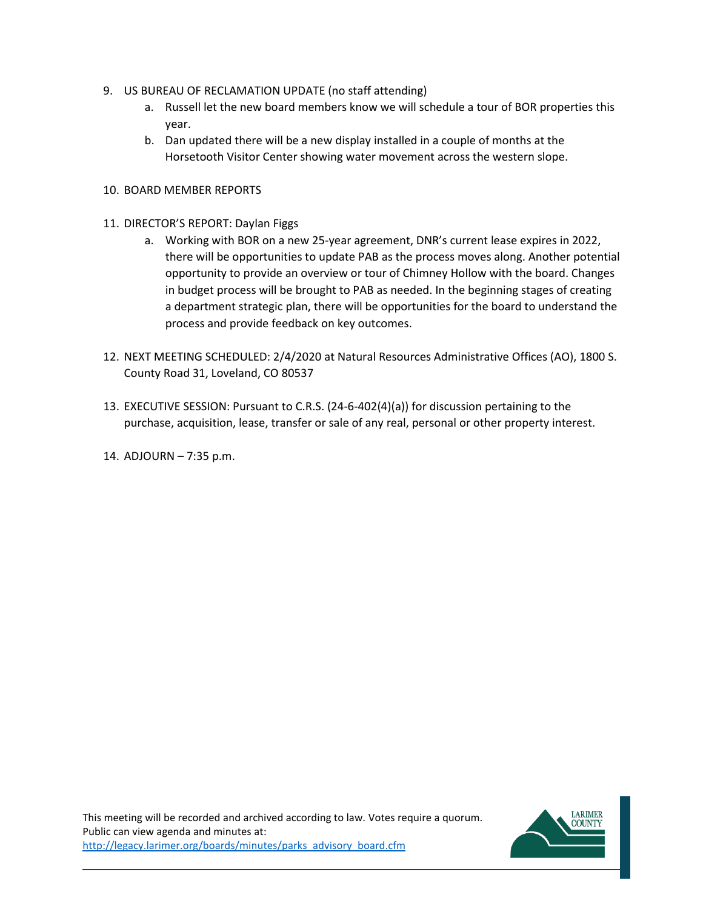9. US BUREAU OF RECLAMATION UPDATE (no staff attending)
    a. Russell let the new board members know we will schedule a tour of BOR properties this year.
    b. Dan updated there will be a new display installed in a couple of months at the Horsetooth Visitor Center showing water movement across the western slope.

10. BOARD MEMBER REPORTS

11. DIRECTOR'S REPORT: Daylan Figgs
    a. Working with BOR on a new 25-year agreement, DNR's current lease expires in 2022, there will be opportunities to update PAB as the process moves along. Another potential opportunity to provide an overview or tour of Chimney Hollow with the board. Changes in budget process will be brought to PAB as needed. In the beginning stages of creating a department strategic plan, there will be opportunities for the board to understand the process and provide feedback on key outcomes.

12. NEXT MEETING SCHEDULED: 2/4/2020 at Natural Resources Administrative Offices (AO), 1800 S. County Road 31, Loveland, CO 80537

13. EXECUTIVE SESSION: Pursuant to C.R.S. (24-6-402(4)(a)) for discussion pertaining to the purchase, acquisition, lease, transfer or sale of any real, personal or other property interest.

14. ADJOURN – 7:35 p.m.

This meeting will be recorded and archived according to law. Votes require a quorum. Public can view agenda and minutes at: http://legacy.larimer.org/boards/minutes/parks_advisory_board.cfm